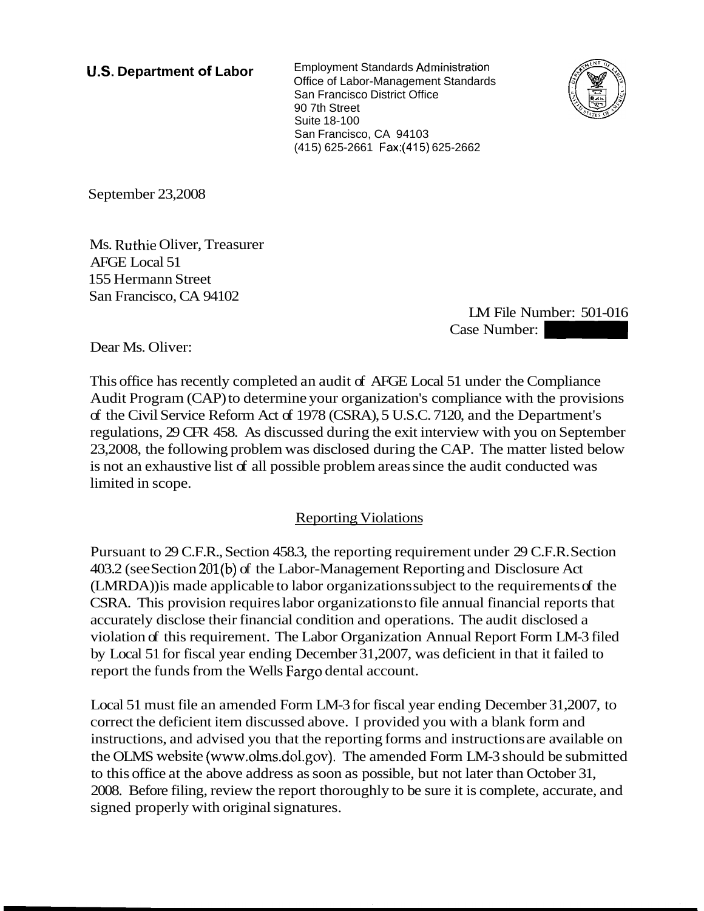**U.S. Department of Labor**

Employment Standards Administration
Office of Labor-Management Standards
San Francisco District Office
90 7th Street
Suite 18-100
San Francisco, CA 94103
(415) 625-2661 Fax:(415) 625-2662

September 23,2008

Ms. Ruthie Oliver, Treasurer
AFGE Local 51
155 Hermann Street
San Francisco, CA 94102

LM File Number: 501-016
Case Number:

Dear Ms. Oliver:

This office has recently completed an audit of AFGE Local 51 under the Compliance Audit Program (CAP) to determine your organization's compliance with the provisions of the Civil Service Reform Act of 1978 (CSRA), 5 U.S.C. 7120, and the Department's regulations, 29 CFR 458. As discussed during the exit interview with you on September 23,2008, the following problem was disclosed during the CAP. The matter listed below is not an exhaustive list of all possible problem areas since the audit conducted was limited in scope.

## Reporting Violations

Pursuant to 29 C.F.R., Section 458.3, the reporting requirement under 29 C.F.R. Section 403.2 (see Section 201(b) of the Labor-Management Reporting and Disclosure Act (LMRDA)) is made applicable to labor organizations subject to the requirements of the CSRA. This provision requires labor organizations to file annual financial reports that accurately disclose their financial condition and operations. The audit disclosed a violation of this requirement. The Labor Organization Annual Report Form LM-3 filed by Local 51 for fiscal year ending December 31,2007, was deficient in that it failed to report the funds from the Wells Fargo dental account.

Local 51 must file an amended Form LM-3 for fiscal year ending December 31,2007, to correct the deficient item discussed above. I provided you with a blank form and instructions, and advised you that the reporting forms and instructions are available on the OLMS website (www.olms.dol.gov). The amended Form LM-3 should be submitted to this office at the above address as soon as possible, but not later than October 31, 2008. Before filing, review the report thoroughly to be sure it is complete, accurate, and signed properly with original signatures.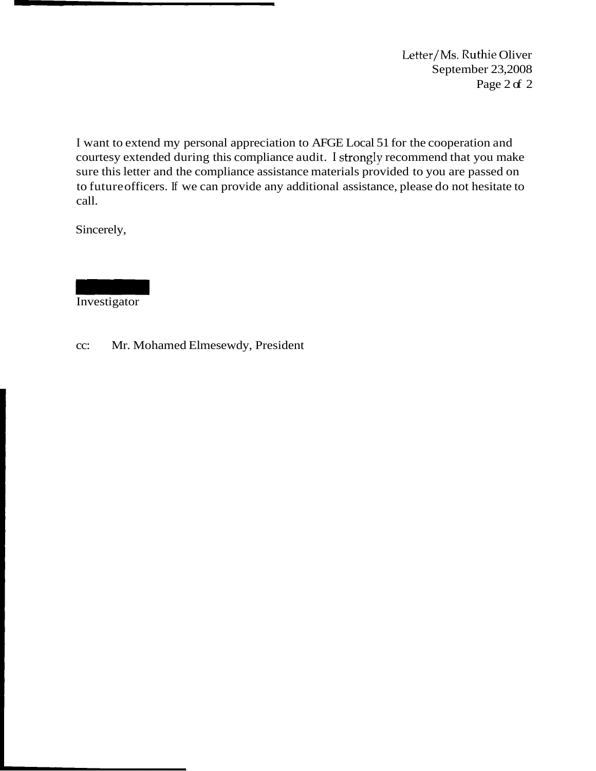I want to extend my personal appreciation to AFGE Local 51 for the cooperation and courtesy extended during this compliance audit. I strongly recommend that you make sure this letter and the compliance assistance materials provided to you are passed on to future officers. If we can provide any additional assistance, please do not hesitate to call.

Sincerely,

Investigator

cc: Mr. Mohamed Elmesewdy, President